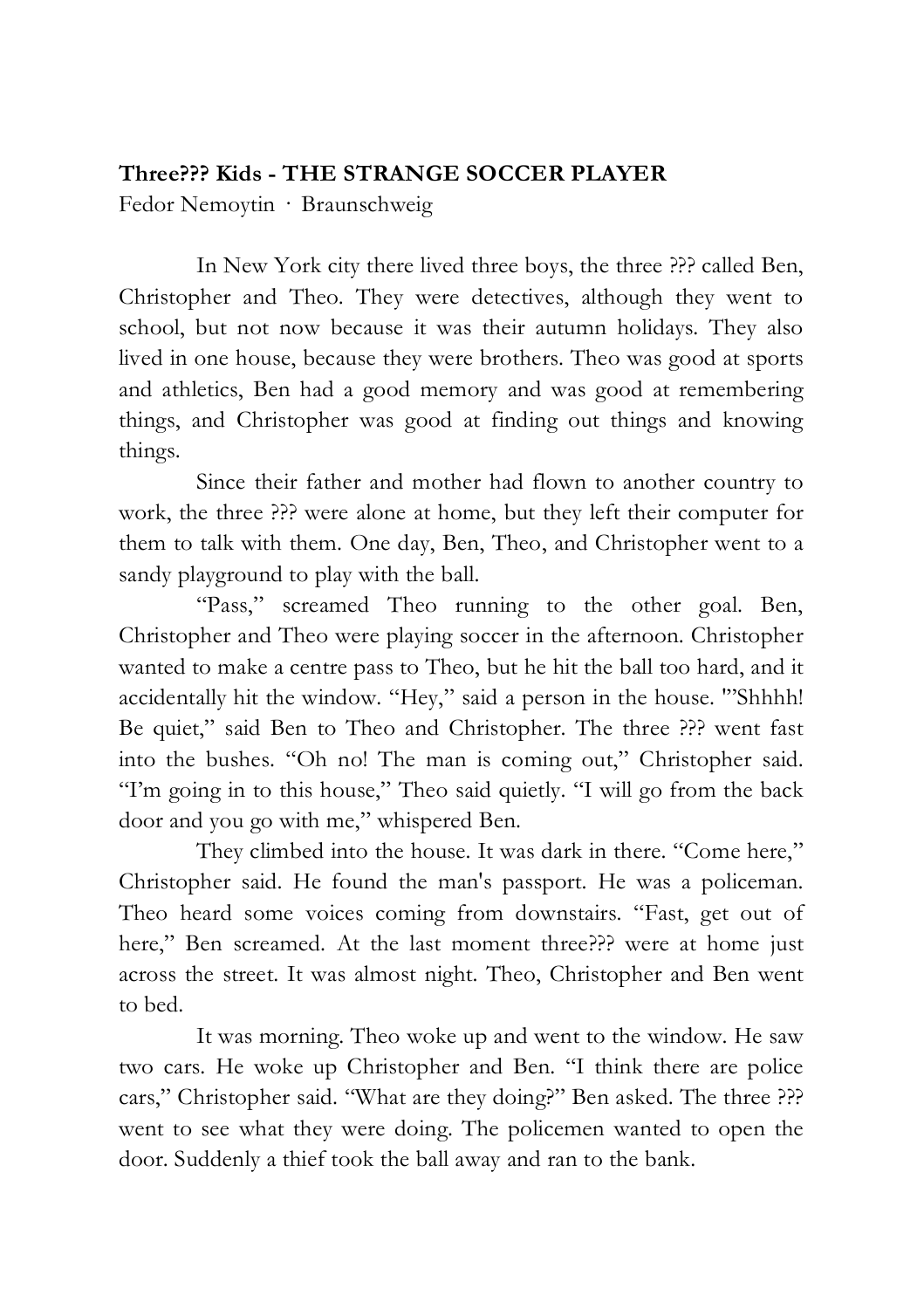**Three??? Kids - THE STRANGE SOCCER PLAYER**

Fedor Nemoytin · Braunschweig

In New York city there lived three boys, the three ??? called Ben, Christopher and Theo. They were detectives, although they went to school, but not now because it was their autumn holidays. They also lived in one house, because they were brothers. Theo was good at sports and athletics, Ben had a good memory and was good at remembering things, and Christopher was good at finding out things and knowing things.

Since their father and mother had flown to another country to work, the three ??? were alone at home, but they left their computer for them to talk with them. One day, Ben, Theo, and Christopher went to a sandy playground to play with the ball.

"Pass," screamed Theo running to the other goal. Ben, Christopher and Theo were playing soccer in the afternoon. Christopher wanted to make a centre pass to Theo, but he hit the ball too hard, and it accidentally hit the window. "Hey," said a person in the house. "'Shhhh! Be quiet," said Ben to Theo and Christopher. The three ??? went fast into the bushes. "Oh no! The man is coming out," Christopher said. "I'm going in to this house," Theo said quietly. "I will go from the back door and you go with me," whispered Ben.

They climbed into the house. It was dark in there. "Come here," Christopher said. He found the man's passport. He was a policeman. Theo heard some voices coming from downstairs. "Fast, get out of here," Ben screamed. At the last moment three??? were at home just across the street. It was almost night. Theo, Christopher and Ben went to bed.

It was morning. Theo woke up and went to the window. He saw two cars. He woke up Christopher and Ben. "I think there are police cars," Christopher said. "What are they doing?" Ben asked. The three ??? went to see what they were doing. The policemen wanted to open the door. Suddenly a thief took the ball away and ran to the bank.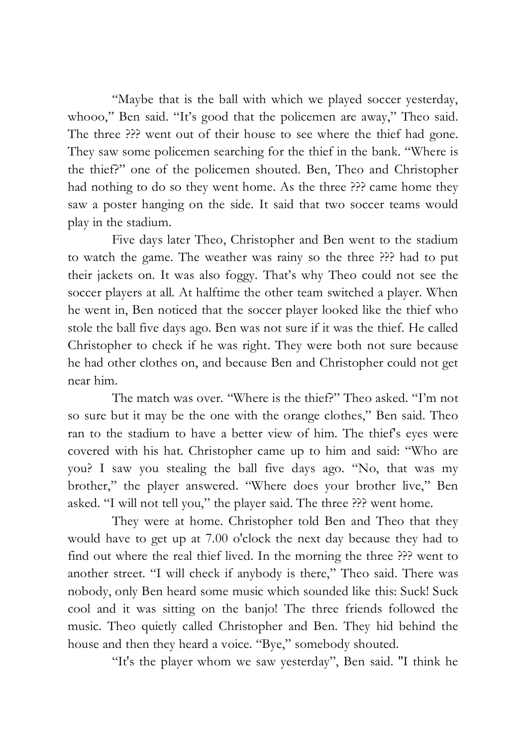"Maybe that is the ball with which we played soccer yesterday, whooo," Ben said. "It's good that the policemen are away," Theo said. The three ??? went out of their house to see where the thief had gone. They saw some policemen searching for the thief in the bank. "Where is the thief?" one of the policemen shouted. Ben, Theo and Christopher had nothing to do so they went home. As the three ??? came home they saw a poster hanging on the side. It said that two soccer teams would play in the stadium.

Five days later Theo, Christopher and Ben went to the stadium to watch the game. The weather was rainy so the three ??? had to put their jackets on. It was also foggy. That's why Theo could not see the soccer players at all. At halftime the other team switched a player. When he went in, Ben noticed that the soccer player looked like the thief who stole the ball five days ago. Ben was not sure if it was the thief. He called Christopher to check if he was right. They were both not sure because he had other clothes on, and because Ben and Christopher could not get near him.

The match was over. "Where is the thief?" Theo asked. "I'm not so sure but it may be the one with the orange clothes," Ben said. Theo ran to the stadium to have a better view of him. The thief's eyes were covered with his hat. Christopher came up to him and said: "Who are you? I saw you stealing the ball five days ago. "No, that was my brother," the player answered. "Where does your brother live," Ben asked. "I will not tell you," the player said. The three ??? went home.

They were at home. Christopher told Ben and Theo that they would have to get up at 7.00 o'clock the next day because they had to find out where the real thief lived. In the morning the three ??? went to another street. "I will check if anybody is there," Theo said. There was nobody, only Ben heard some music which sounded like this: Suck! Suck cool and it was sitting on the banjo! The three friends followed the music. Theo quietly called Christopher and Ben. They hid behind the house and then they heard a voice. "Bye," somebody shouted.

"It's the player whom we saw yesterday", Ben said. "I think he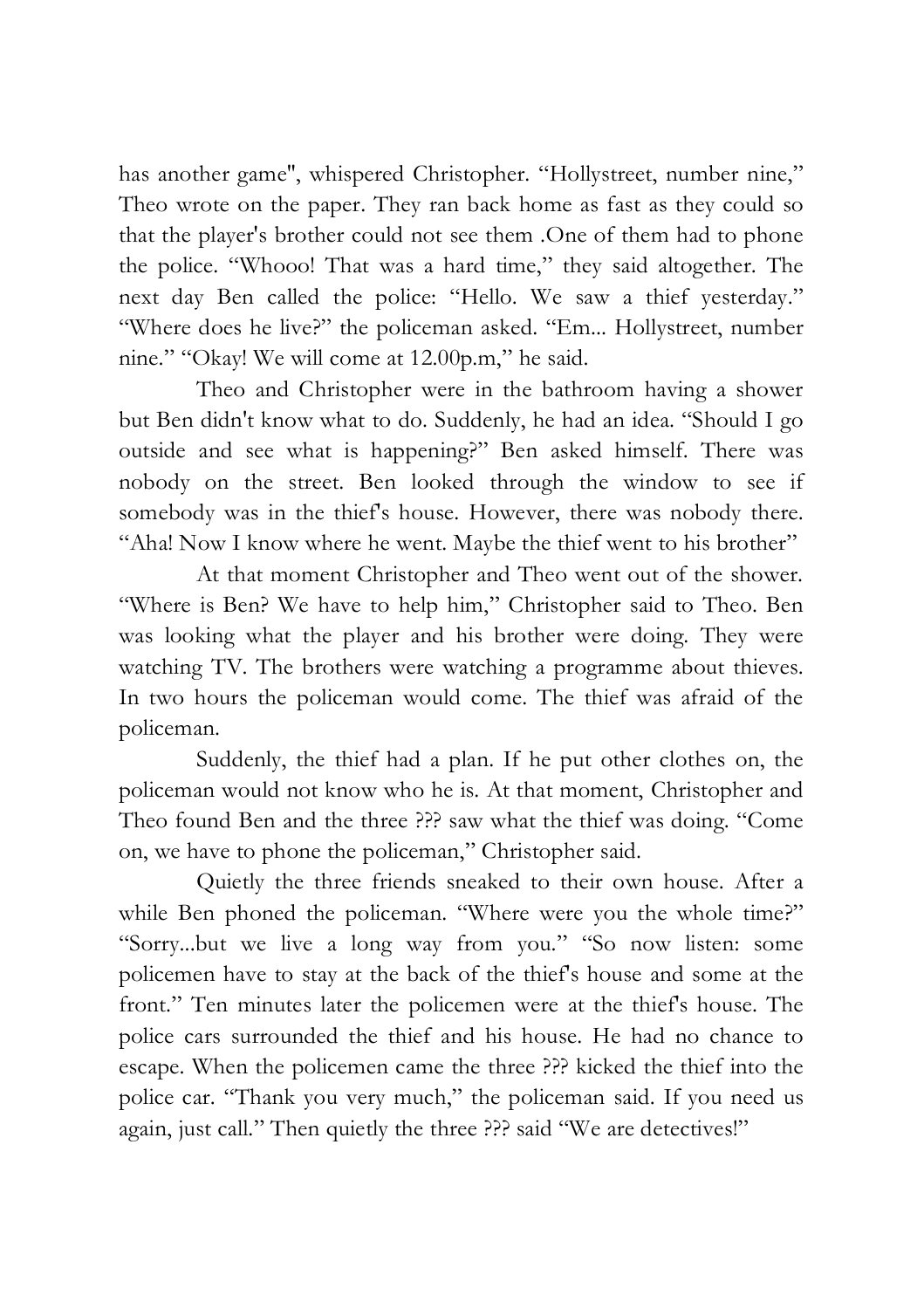has another game", whispered Christopher. "Hollystreet, number nine," Theo wrote on the paper. They ran back home as fast as they could so that the player's brother could not see them .One of them had to phone the police. "Whooo! That was a hard time," they said altogether. The next day Ben called the police: "Hello. We saw a thief yesterday." "Where does he live?" the policeman asked. "Em... Hollystreet, number nine." "Okay! We will come at 12.00p.m," he said.

Theo and Christopher were in the bathroom having a shower but Ben didn't know what to do. Suddenly, he had an idea. "Should I go outside and see what is happening?" Ben asked himself. There was nobody on the street. Ben looked through the window to see if somebody was in the thief's house. However, there was nobody there. "Aha! Now I know where he went. Maybe the thief went to his brother"

At that moment Christopher and Theo went out of the shower. "Where is Ben? We have to help him," Christopher said to Theo. Ben was looking what the player and his brother were doing. They were watching TV. The brothers were watching a programme about thieves. In two hours the policeman would come. The thief was afraid of the policeman.

Suddenly, the thief had a plan. If he put other clothes on, the policeman would not know who he is. At that moment, Christopher and Theo found Ben and the three ??? saw what the thief was doing. "Come on, we have to phone the policeman," Christopher said.

Quietly the three friends sneaked to their own house. After a while Ben phoned the policeman. "Where were you the whole time?" "Sorry...but we live a long way from you." "So now listen: some policemen have to stay at the back of the thief's house and some at the front." Ten minutes later the policemen were at the thief's house. The police cars surrounded the thief and his house. He had no chance to escape. When the policemen came the three ??? kicked the thief into the police car. "Thank you very much," the policeman said. If you need us again, just call." Then quietly the three ??? said "We are detectives!"